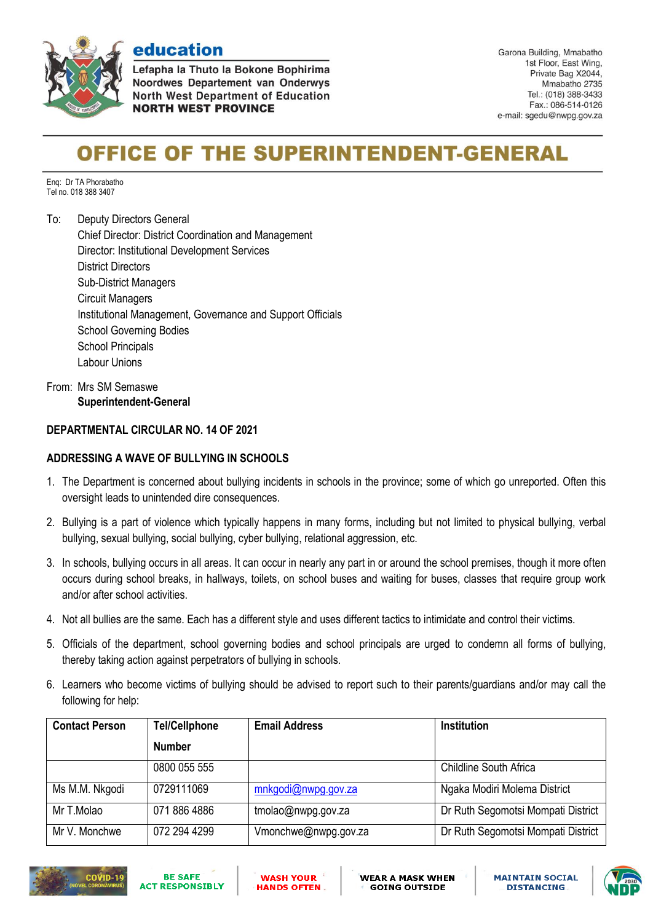**education**

Lefapha la Thuto la Bokone Bophirima
Noordwes Departement van Onderwys
North West Department of Education
**NORTH WEST PROVINCE**

Garona Building, Mmabatho
1st Floor, East Wing,
Private Bag X2044,
Mmabatho 2735
Tel.: (018) 388-3433
Fax.: 086-514-0126
e-mail: sgedu@nwpg.gov.za

# OFFICE OF THE SUPERINTENDENT-GENERAL

Enq: Dr TA Phorabatho
Tel no. 018 388 3407

To: Deputy Directors General
Chief Director: District Coordination and Management
Director: Institutional Development Services
District Directors
Sub-District Managers
Circuit Managers
Institutional Management, Governance and Support Officials
School Governing Bodies
School Principals
Labour Unions

From: Mrs SM Semaswe
**Superintendent-General**

**DEPARTMENTAL CIRCULAR NO. 14 OF 2021**

**ADDRESSING A WAVE OF BULLYING IN SCHOOLS**

1. The Department is concerned about bullying incidents in schools in the province; some of which go unreported. Often this oversight leads to unintended dire consequences.

2. Bullying is a part of violence which typically happens in many forms, including but not limited to physical bullying, verbal bullying, sexual bullying, social bullying, cyber bullying, relational aggression, etc.

3. In schools, bullying occurs in all areas. It can occur in nearly any part in or around the school premises, though it more often occurs during school breaks, in hallways, toilets, on school buses and waiting for buses, classes that require group work and/or after school activities.

4. Not all bullies are the same. Each has a different style and uses different tactics to intimidate and control their victims.

5. Officials of the department, school governing bodies and school principals are urged to condemn all forms of bullying, thereby taking action against perpetrators of bullying in schools.

6. Learners who become victims of bullying should be advised to report such to their parents/guardians and/or may call the following for help:

| Contact Person | Tel/Cellphone Number | Email Address | Institution |
|---|---|---|---|
| | 0800 055 555 | | Childline South Africa |
| Ms M.M. Nkgodi | 0729111069 | mnkgodi@nwpg.gov.za | Ngaka Modiri Molema District |
| Mr T.Molao | 071 886 4886 | tmolao@nwpg.gov.za | Dr Ruth Segomotsi Mompati District |
| Mr V. Monchwe | 072 294 4299 | Vmonchwe@nwpg.gov.za | Dr Ruth Segomotsi Mompati District |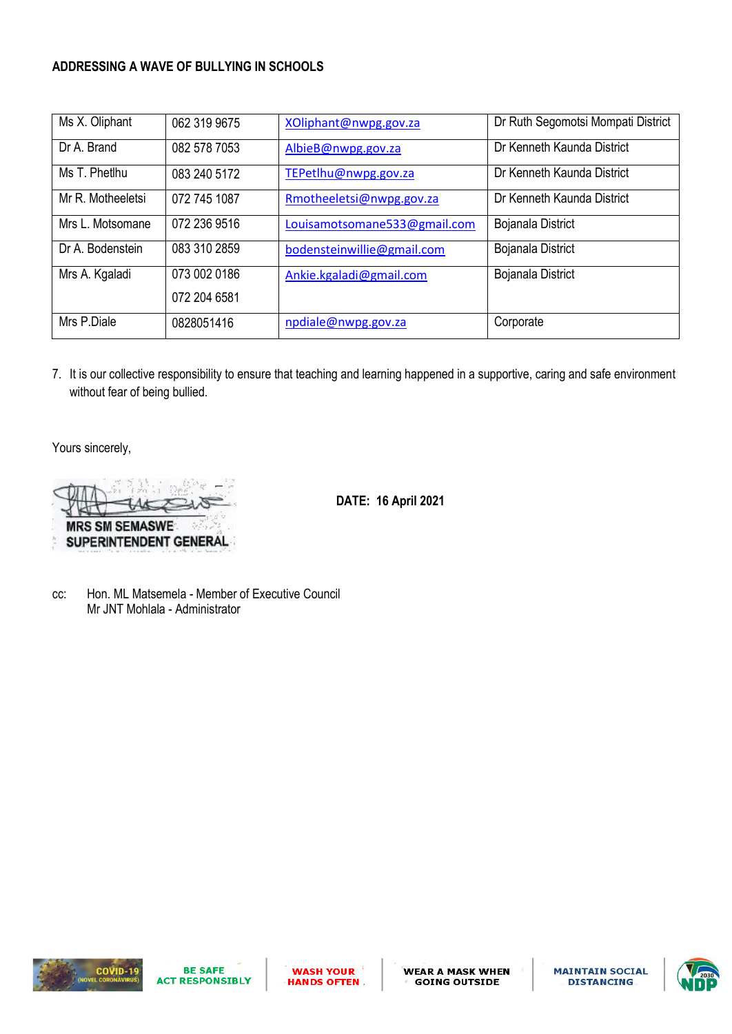**ADDRESSING A WAVE OF BULLYING IN SCHOOLS**

| | | | |
|---|---|---|---|
| Ms X. Oliphant | 062 319 9675 | XOliphant@nwpg.gov.za | Dr Ruth Segomotsi Mompati District |
| Dr A. Brand | 082 578 7053 | AlbieB@nwpg.gov.za | Dr Kenneth Kaunda District |
| Ms T. Phetlhu | 083 240 5172 | TEPetlhu@nwpg.gov.za | Dr Kenneth Kaunda District |
| Mr R. Motheeletsi | 072 745 1087 | Rmotheeletsi@nwpg.gov.za | Dr Kenneth Kaunda District |
| Mrs L. Motsomane | 072 236 9516 | Louisamotsomane533@gmail.com | Bojanala District |
| Dr A. Bodenstein | 083 310 2859 | bodensteinwillie@gmail.com | Bojanala District |
| Mrs A. Kgaladi | 073 002 0186<br>072 204 6581 | Ankie.kgaladi@gmail.com | Bojanala District |
| Mrs P.Diale | 0828051416 | npdiale@nwpg.gov.za | Corporate |

7. It is our collective responsibility to ensure that teaching and learning happened in a supportive, caring and safe environment without fear of being bullied.

Yours sincerely,

**MRS SM SEMASWE**
**SUPERINTENDENT GENERAL**

**DATE: 16 April 2021**

cc: Hon. ML Matsemela - Member of Executive Council
Mr JNT Mohlala - Administrator

COVID-19 (NOVEL CORONAVIRUS) | BE SAFE ACT RESPONSIBLY | WASH YOUR HANDS OFTEN | WEAR A MASK WHEN GOING OUTSIDE | MAINTAIN SOCIAL DISTANCING | NDP 2030